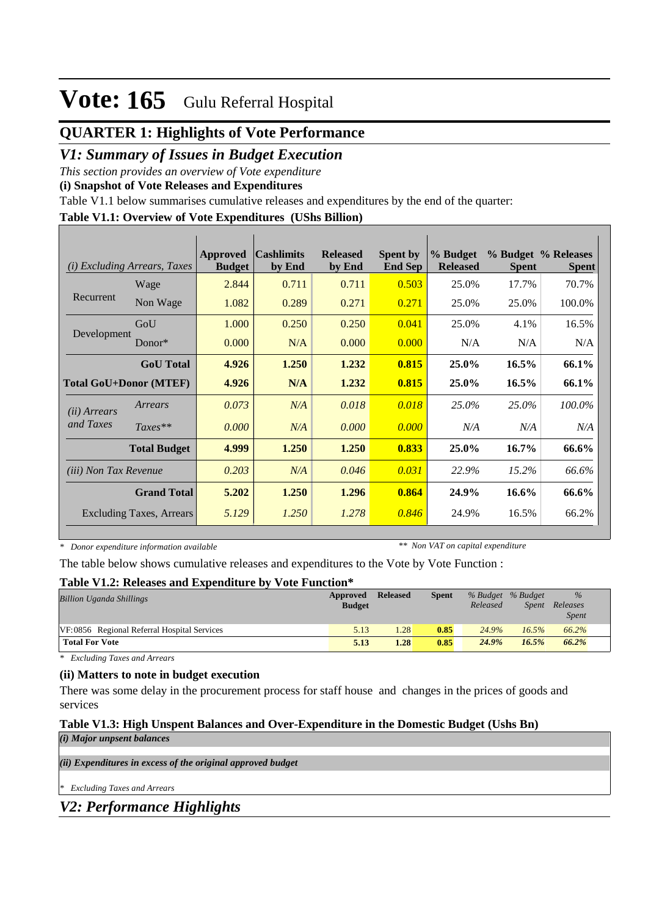# Vote: 165 Gulu Referral Hospital

## QUARTER 1: Highlights of Vote Performance

## *V1: Summary of Issues in Budget Execution*

*This section provides an overview of Vote expenditure*

**(i) Snapshot of Vote Releases and Expenditures**

Table V1.1 below summarises cumulative releases and expenditures by the end of the quarter:

**Table V1.1: Overview of Vote Expenditures (UShs Billion)**

| *(i) Excluding Arrears, Taxes* | | Approved Budget | Cashlimits by End | Released by End | Spent by End Sep | % Budget Released | % Budget Spent | % Releases Spent |
|---|---|---|---|---|---|---|---|---|
| Recurrent | Wage | 2.844 | 0.711 | 0.711 | 0.503 | 25.0% | 17.7% | 70.7% |
| | Non Wage | 1.082 | 0.289 | 0.271 | 0.271 | 25.0% | 25.0% | 100.0% |
| Development | GoU | 1.000 | 0.250 | 0.250 | 0.041 | 25.0% | 4.1% | 16.5% |
| | Donor* | 0.000 | N/A | 0.000 | 0.000 | N/A | N/A | N/A |
| | **GoU Total** | **4.926** | **1.250** | **1.232** | **0.815** | **25.0%** | **16.5%** | **66.1%** |
| **Total GoU+Donor (MTEF)** | | **4.926** | **N/A** | **1.232** | **0.815** | **25.0%** | **16.5%** | **66.1%** |
| *(ii) Arrears and Taxes* | *Arrears* | *0.073* | *N/A* | *0.018* | *0.018* | *25.0%* | *25.0%* | *100.0%* |
| | *Taxes*** | *0.000* | *N/A* | *0.000* | *0.000* | *N/A* | *N/A* | *N/A* |
| | **Total Budget** | **4.999** | **1.250** | **1.250** | **0.833** | **25.0%** | **16.7%** | **66.6%** |
| *(iii) Non Tax Revenue* | | *0.203* | *N/A* | *0.046* | *0.031* | *22.9%* | *15.2%* | *66.6%* |
| | **Grand Total** | **5.202** | **1.250** | **1.296** | **0.864** | **24.9%** | **16.6%** | **66.6%** |
| Excluding Taxes, Arrears | | *5.129* | *1.250* | *1.278* | *0.846* | 24.9% | 16.5% | 66.2% |

*\* Donor expenditure information available* *\*\* Non VAT on capital expenditure*

The table below shows cumulative releases and expenditures to the Vote by Vote Function :

**Table V1.2: Releases and Expenditure by Vote Function***

| *Billion Uganda Shillings* | Approved Budget | Released | Spent | *% Budget Released* | *% Budget Spent* | *% Releases Spent* |
|---|---|---|---|---|---|---|
| VF:0856 Regional Referral Hospital Services | 5.13 | 1.28 | **0.85** | *24.9%* | *16.5%* | *66.2%* |
| **Total For Vote** | **5.13** | **1.28** | **0.85** | ***24.9%*** | ***16.5%*** | ***66.2%*** |

*\* Excluding Taxes and Arrears*

**(ii) Matters to note in budget execution**

There was some delay in the procurement process for staff house and changes in the prices of goods and services

**Table V1.3: High Unspent Balances and Over-Expenditure in the Domestic Budget (Ushs Bn)**

***(i) Major unpsent balances***

***(ii) Expenditures in excess of the original approved budget***

*\* Excluding Taxes and Arrears*

## *V2: Performance Highlights*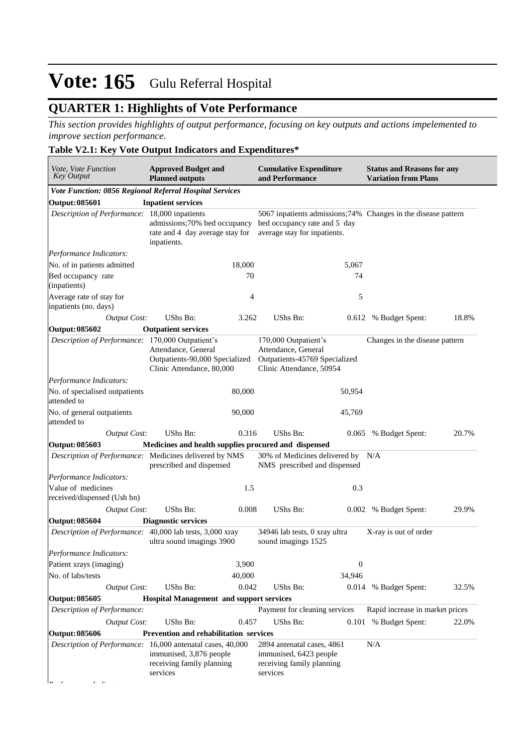# Vote: 165 Gulu Referral Hospital

## QUARTER 1: Highlights of Vote Performance

*This section provides highlights of output performance, focusing on key outputs and actions impelemented to improve section performance.*

### Table V2.1: Key Vote Output Indicators and Expenditures*

| *Vote, Vote Function Key Output* | **Approved Budget and Planned outputs** | | **Cumulative Expenditure and Performance** | | **Status and Reasons for any Variation from Plans** | |
|---|---|---|---|---|---|---|
| ***Vote Function: 0856 Regional Referral Hospital Services*** | | | | | | |
| **Output: 085601** | **Inpatient services** | | | | | |
| *Description of Performance:* | 18,000 inpatients admissions;70% bed occupancy rate and 4 day average stay for inpatients. | | 5067 inpatients admissions;74% bed occupancy rate and 5 day average stay for inpatients. | | Changes in the disease pattern | |
| *Performance Indicators:* | | | | | | |
| No. of in patients admitted | | 18,000 | | 5,067 | | |
| Bed occupancy rate (inpatients) | | 70 | | 74 | | |
| Average rate of stay for inpatients (no. days) | | 4 | | 5 | | |
| *Output Cost:* | UShs Bn: | 3.262 | UShs Bn: | 0.612 | % Budget Spent: | 18.8% |
| **Output: 085602** | **Outpatient services** | | | | | |
| *Description of Performance:* | 170,000 Outpatient's Attendance, General Outpatients-90,000 Specialized Clinic Attendance, 80,000 | | 170,000 Outpatient's Attendance, General Outpatients-45769 Specialized Clinic Attendance, 50954 | | Changes in the disease pattern | |
| *Performance Indicators:* | | | | | | |
| No. of specialised outpatients attended to | | 80,000 | | 50,954 | | |
| No. of general outpatients attended to | | 90,000 | | 45,769 | | |
| *Output Cost:* | UShs Bn: | 0.316 | UShs Bn: | 0.065 | % Budget Spent: | 20.7% |
| **Output: 085603** | **Medicines and health supplies procured and dispensed** | | | | | |
| *Description of Performance:* | Medicines delivered by NMS prescribed and dispensed | | 30% of Medicines delivered by NMS prescribed and dispensed | | N/A | |
| *Performance Indicators:* | | | | | | |
| Value of medicines received/dispensed (Ush bn) | | 1.5 | | 0.3 | | |
| *Output Cost:* | UShs Bn: | 0.008 | UShs Bn: | 0.002 | % Budget Spent: | 29.9% |
| **Output: 085604** | **Diagnostic services** | | | | | |
| *Description of Performance:* | 40,000 lab tests, 3,000 xray ultra sound imagings 3900 | | 34946 lab tests, 0 xray ultra sound imagings 1525 | | X-ray is out of order | |
| *Performance Indicators:* | | | | | | |
| Patient xrays (imaging) | | 3,900 | | 0 | | |
| No. of labs/tests | | 40,000 | | 34,946 | | |
| *Output Cost:* | UShs Bn: | 0.042 | UShs Bn: | 0.014 | % Budget Spent: | 32.5% |
| **Output: 085605** | **Hospital Management and support services** | | | | | |
| *Description of Performance:* | | | Payment for cleaning services | | Rapid increase in market prices | |
| *Output Cost:* | UShs Bn: | 0.457 | UShs Bn: | 0.101 | % Budget Spent: | 22.0% |
| **Output: 085606** | **Prevention and rehabilitation services** | | | | | |
| *Description of Performance:* | 16,000 antenatal cases, 40,000 immunised, 3,876 people receiving family planning services | | 2894 antenatal cases, 4861 immunised, 6423 people receiving family planning services | | N/A | |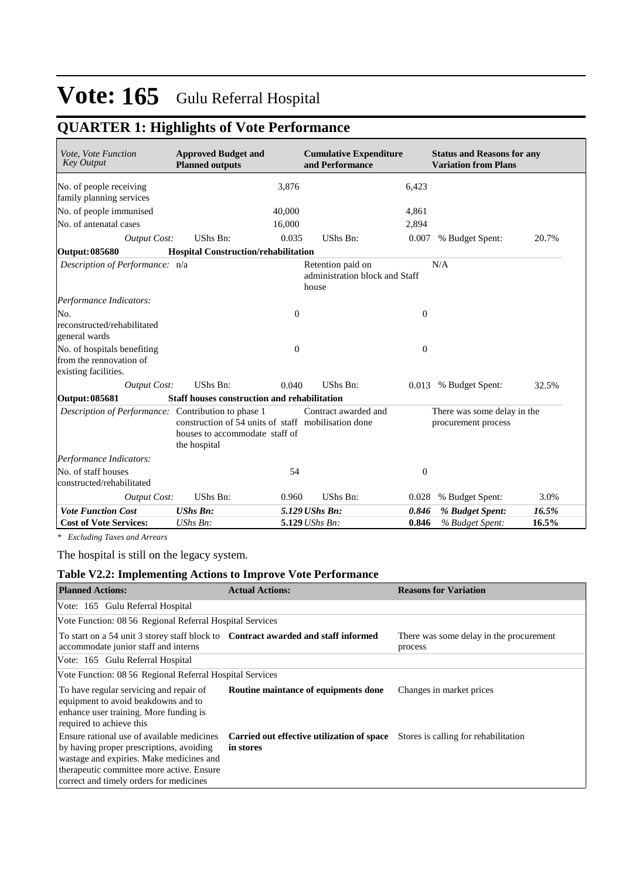# Vote: 165 Gulu Referral Hospital

## QUARTER 1: Highlights of Vote Performance

| *Vote, Vote Function Key Output* | **Approved Budget and Planned outputs** | | **Cumulative Expenditure and Performance** | | **Status and Reasons for any Variation from Plans** | |
|---|---|---|---|---|---|---|
| No. of people receiving family planning services | | 3,876 | | 6,423 | | |
| No. of people immunised | | 40,000 | | 4,861 | | |
| No. of antenatal cases | | 16,000 | | 2,894 | | |
| *Output Cost:* | UShs Bn: | 0.035 | UShs Bn: | 0.007 | % Budget Spent: | 20.7% |
| **Output: 085680** | **Hospital Construction/rehabilitation** | | | | | |
| *Description of Performance:* | n/a | | Retention paid on administration block and Staff house | | N/A | |
| *Performance Indicators:* | | | | | | |
| No. reconstructed/rehabilitated general wards | | 0 | | 0 | | |
| No. of hospitals benefiting from the rennovation of existing facilities. | | 0 | | 0 | | |
| *Output Cost:* | UShs Bn: | 0.040 | UShs Bn: | 0.013 | % Budget Spent: | 32.5% |
| **Output: 085681** | **Staff houses construction and rehabilitation** | | | | | |
| *Description of Performance:* | Contribution to phase 1 construction of 54 units of staff houses to accommodate staff of the hospital | | Contract awarded and mobilisation done | | There was some delay in the procurement process | |
| *Performance Indicators:* | | | | | | |
| No. of staff houses constructed/rehabilitated | | 54 | | 0 | | |
| *Output Cost:* | UShs Bn: | 0.960 | UShs Bn: | 0.028 | % Budget Spent: | 3.0% |
| ***Vote Function Cost*** | ***UShs Bn:*** | ***5.129*** | ***UShs Bn:*** | ***0.846*** | ***% Budget Spent:*** | ***16.5%*** |
| **Cost of Vote Services:** | *UShs Bn:* | **5.129** | *UShs Bn:* | **0.846** | *% Budget Spent:* | **16.5%** |

*\* Excluding Taxes and Arrears*

The hospital is still on the legacy system.

### Table V2.2: Implementing Actions to Improve Vote Performance

| **Planned Actions:** | **Actual Actions:** | **Reasons for Variation** |
|---|---|---|
| Vote: 165 Gulu Referral Hospital | | |
| Vote Function: 08 56 Regional Referral Hospital Services | | |
| To start on a 54 unit 3 storey staff block to accommodate junior staff and interns | **Contract awarded and staff informed** | There was some delay in the procurement process |
| Vote: 165 Gulu Referral Hospital | | |
| Vote Function: 08 56 Regional Referral Hospital Services | | |
| To have regular servicing and repair of equipment to avoid beakdowns and to enhance user training. More funding is required to achieve this | **Routine maintance of equipments done** | Changes in market prices |
| Ensure rational use of available medicines by having proper prescriptions, avoiding wastage and expiries. Make medicines and therapeutic committee more active. Ensure correct and timely orders for medicines | **Carried out effective utilization of space in stores** | Stores is calling for rehabilitation |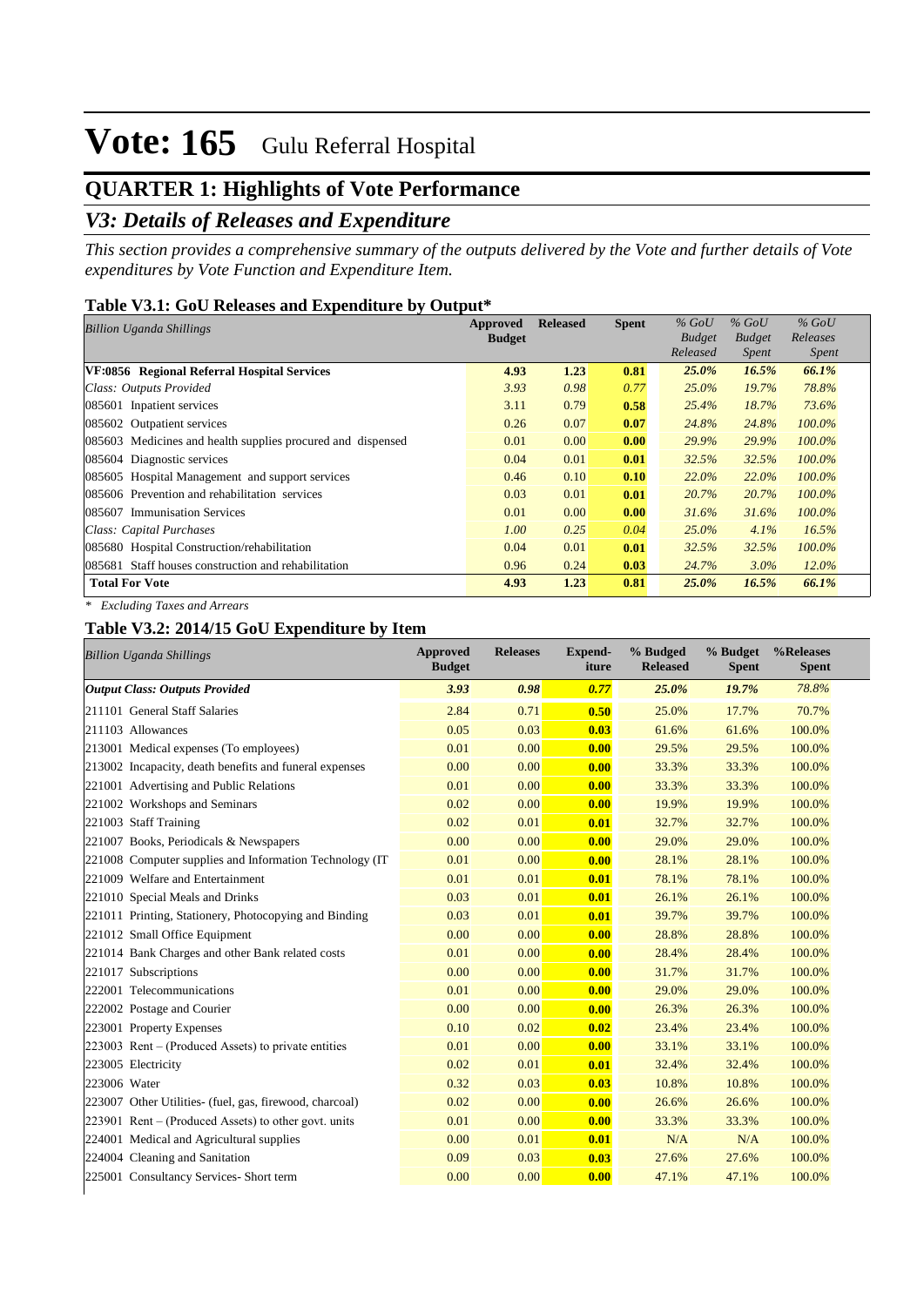# Vote: 165 Gulu Referral Hospital

## QUARTER 1: Highlights of Vote Performance

## *V3: Details of Releases and Expenditure*

*This section provides a comprehensive summary of the outputs delivered by the Vote and further details of Vote expenditures by Vote Function and Expenditure Item.*

### Table V3.1: GoU Releases and Expenditure by Output*

| *Billion Uganda Shillings* | Approved Budget | Released | Spent | *% GoU Budget Released* | *% GoU Budget Spent* | *% GoU Releases Spent* |
|---|---|---|---|---|---|---|
| **VF:0856 Regional Referral Hospital Services** | **4.93** | **1.23** | **0.81** | ***25.0%*** | ***16.5%*** | ***66.1%*** |
| *Class: Outputs Provided* | *3.93* | *0.98* | *0.77* | *25.0%* | *19.7%* | *78.8%* |
| 085601 Inpatient services | 3.11 | 0.79 | **0.58** | *25.4%* | *18.7%* | *73.6%* |
| 085602 Outpatient services | 0.26 | 0.07 | **0.07** | *24.8%* | *24.8%* | *100.0%* |
| 085603 Medicines and health supplies procured and dispensed | 0.01 | 0.00 | **0.00** | *29.9%* | *29.9%* | *100.0%* |
| 085604 Diagnostic services | 0.04 | 0.01 | **0.01** | *32.5%* | *32.5%* | *100.0%* |
| 085605 Hospital Management and support services | 0.46 | 0.10 | **0.10** | *22.0%* | *22.0%* | *100.0%* |
| 085606 Prevention and rehabilitation services | 0.03 | 0.01 | **0.01** | *20.7%* | *20.7%* | *100.0%* |
| 085607 Immunisation Services | 0.01 | 0.00 | **0.00** | *31.6%* | *31.6%* | *100.0%* |
| *Class: Capital Purchases* | *1.00* | *0.25* | *0.04* | *25.0%* | *4.1%* | *16.5%* |
| 085680 Hospital Construction/rehabilitation | 0.04 | 0.01 | **0.01** | *32.5%* | *32.5%* | *100.0%* |
| 085681 Staff houses construction and rehabilitation | 0.96 | 0.24 | **0.03** | *24.7%* | *3.0%* | *12.0%* |
| **Total For Vote** | **4.93** | **1.23** | **0.81** | ***25.0%*** | ***16.5%*** | ***66.1%*** |

*\* Excluding Taxes and Arrears*

### Table V3.2: 2014/15 GoU Expenditure by Item

| *Billion Uganda Shillings* | Approved Budget | Releases | Expend-iture | % Budged Released | % Budget Spent | %Releases Spent |
|---|---|---|---|---|---|---|
| ***Output Class: Outputs Provided*** | ***3.93*** | ***0.98*** | ***0.77*** | ***25.0%*** | ***19.7%*** | *78.8%* |
| 211101 General Staff Salaries | 2.84 | 0.71 | **0.50** | 25.0% | 17.7% | 70.7% |
| 211103 Allowances | 0.05 | 0.03 | **0.03** | 61.6% | 61.6% | 100.0% |
| 213001 Medical expenses (To employees) | 0.01 | 0.00 | **0.00** | 29.5% | 29.5% | 100.0% |
| 213002 Incapacity, death benefits and funeral expenses | 0.00 | 0.00 | **0.00** | 33.3% | 33.3% | 100.0% |
| 221001 Advertising and Public Relations | 0.01 | 0.00 | **0.00** | 33.3% | 33.3% | 100.0% |
| 221002 Workshops and Seminars | 0.02 | 0.00 | **0.00** | 19.9% | 19.9% | 100.0% |
| 221003 Staff Training | 0.02 | 0.01 | **0.01** | 32.7% | 32.7% | 100.0% |
| 221007 Books, Periodicals & Newspapers | 0.00 | 0.00 | **0.00** | 29.0% | 29.0% | 100.0% |
| 221008 Computer supplies and Information Technology (IT | 0.01 | 0.00 | **0.00** | 28.1% | 28.1% | 100.0% |
| 221009 Welfare and Entertainment | 0.01 | 0.01 | **0.01** | 78.1% | 78.1% | 100.0% |
| 221010 Special Meals and Drinks | 0.03 | 0.01 | **0.01** | 26.1% | 26.1% | 100.0% |
| 221011 Printing, Stationery, Photocopying and Binding | 0.03 | 0.01 | **0.01** | 39.7% | 39.7% | 100.0% |
| 221012 Small Office Equipment | 0.00 | 0.00 | **0.00** | 28.8% | 28.8% | 100.0% |
| 221014 Bank Charges and other Bank related costs | 0.01 | 0.00 | **0.00** | 28.4% | 28.4% | 100.0% |
| 221017 Subscriptions | 0.00 | 0.00 | **0.00** | 31.7% | 31.7% | 100.0% |
| 222001 Telecommunications | 0.01 | 0.00 | **0.00** | 29.0% | 29.0% | 100.0% |
| 222002 Postage and Courier | 0.00 | 0.00 | **0.00** | 26.3% | 26.3% | 100.0% |
| 223001 Property Expenses | 0.10 | 0.02 | **0.02** | 23.4% | 23.4% | 100.0% |
| 223003 Rent – (Produced Assets) to private entities | 0.01 | 0.00 | **0.00** | 33.1% | 33.1% | 100.0% |
| 223005 Electricity | 0.02 | 0.01 | **0.01** | 32.4% | 32.4% | 100.0% |
| 223006 Water | 0.32 | 0.03 | **0.03** | 10.8% | 10.8% | 100.0% |
| 223007 Other Utilities- (fuel, gas, firewood, charcoal) | 0.02 | 0.00 | **0.00** | 26.6% | 26.6% | 100.0% |
| 223901 Rent – (Produced Assets) to other govt. units | 0.01 | 0.00 | **0.00** | 33.3% | 33.3% | 100.0% |
| 224001 Medical and Agricultural supplies | 0.00 | 0.01 | **0.01** | N/A | N/A | 100.0% |
| 224004 Cleaning and Sanitation | 0.09 | 0.03 | **0.03** | 27.6% | 27.6% | 100.0% |
| 225001 Consultancy Services- Short term | 0.00 | 0.00 | **0.00** | 47.1% | 47.1% | 100.0% |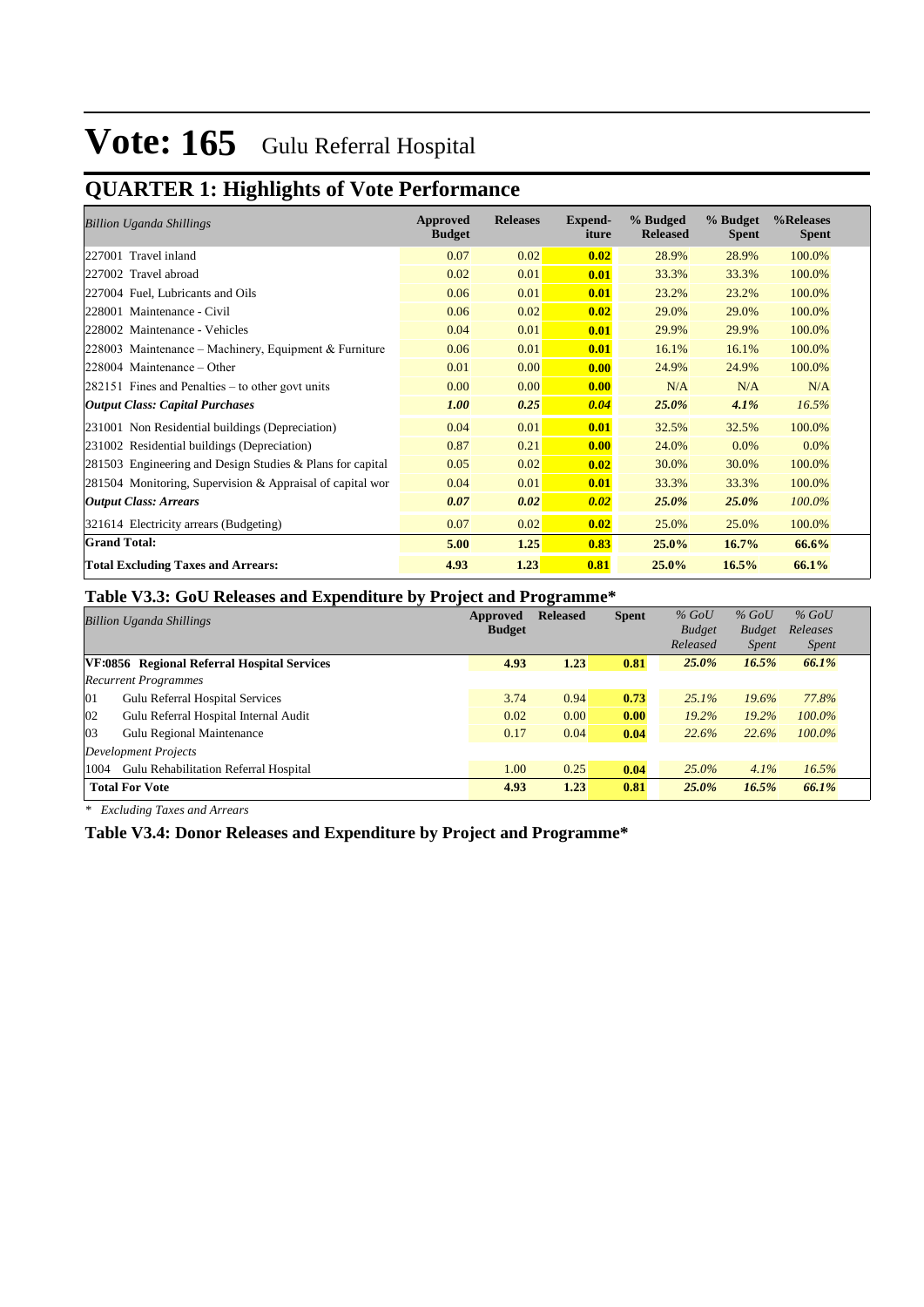# Vote: 165 Gulu Referral Hospital

## QUARTER 1: Highlights of Vote Performance

| *Billion Uganda Shillings* | Approved Budget | Releases | Expend-iture | % Budged Released | % Budget Spent | %Releases Spent |
|---|---|---|---|---|---|---|
| 227001 Travel inland | 0.07 | 0.02 | **0.02** | 28.9% | 28.9% | 100.0% |
| 227002 Travel abroad | 0.02 | 0.01 | **0.01** | 33.3% | 33.3% | 100.0% |
| 227004 Fuel, Lubricants and Oils | 0.06 | 0.01 | **0.01** | 23.2% | 23.2% | 100.0% |
| 228001 Maintenance - Civil | 0.06 | 0.02 | **0.02** | 29.0% | 29.0% | 100.0% |
| 228002 Maintenance - Vehicles | 0.04 | 0.01 | **0.01** | 29.9% | 29.9% | 100.0% |
| 228003 Maintenance – Machinery, Equipment & Furniture | 0.06 | 0.01 | **0.01** | 16.1% | 16.1% | 100.0% |
| 228004 Maintenance – Other | 0.01 | 0.00 | **0.00** | 24.9% | 24.9% | 100.0% |
| 282151 Fines and Penalties – to other govt units | 0.00 | 0.00 | **0.00** | N/A | N/A | N/A |
| ***Output Class: Capital Purchases*** | ***1.00*** | ***0.25*** | ***0.04*** | ***25.0%*** | ***4.1%*** | *16.5%* |
| 231001 Non Residential buildings (Depreciation) | 0.04 | 0.01 | **0.01** | 32.5% | 32.5% | 100.0% |
| 231002 Residential buildings (Depreciation) | 0.87 | 0.21 | **0.00** | 24.0% | 0.0% | 0.0% |
| 281503 Engineering and Design Studies & Plans for capital | 0.05 | 0.02 | **0.02** | 30.0% | 30.0% | 100.0% |
| 281504 Monitoring, Supervision & Appraisal of capital wor | 0.04 | 0.01 | **0.01** | 33.3% | 33.3% | 100.0% |
| ***Output Class: Arrears*** | ***0.07*** | ***0.02*** | ***0.02*** | ***25.0%*** | ***25.0%*** | *100.0%* |
| 321614 Electricity arrears (Budgeting) | 0.07 | 0.02 | **0.02** | 25.0% | 25.0% | 100.0% |
| **Grand Total:** | **5.00** | **1.25** | **0.83** | **25.0%** | **16.7%** | **66.6%** |
| **Total Excluding Taxes and Arrears:** | **4.93** | **1.23** | **0.81** | **25.0%** | **16.5%** | **66.1%** |

### Table V3.3: GoU Releases and Expenditure by Project and Programme*

| *Billion Uganda Shillings* | Approved Budget | Released | Spent | *% GoU Budget Released* | *% GoU Budget Spent* | *% GoU Releases Spent* |
|---|---|---|---|---|---|---|
| **VF:0856 Regional Referral Hospital Services** | **4.93** | **1.23** | **0.81** | ***25.0%*** | ***16.5%*** | ***66.1%*** |
| *Recurrent Programmes* | | | | | | |
| 01 Gulu Referral Hospital Services | 3.74 | 0.94 | **0.73** | *25.1%* | *19.6%* | *77.8%* |
| 02 Gulu Referral Hospital Internal Audit | 0.02 | 0.00 | **0.00** | *19.2%* | *19.2%* | *100.0%* |
| 03 Gulu Regional Maintenance | 0.17 | 0.04 | **0.04** | *22.6%* | *22.6%* | *100.0%* |
| *Development Projects* | | | | | | |
| 1004 Gulu Rehabilitation Referral Hospital | 1.00 | 0.25 | **0.04** | *25.0%* | *4.1%* | *16.5%* |
| **Total For Vote** | **4.93** | **1.23** | **0.81** | ***25.0%*** | ***16.5%*** | ***66.1%*** |

*\* Excluding Taxes and Arrears*

### Table V3.4: Donor Releases and Expenditure by Project and Programme*